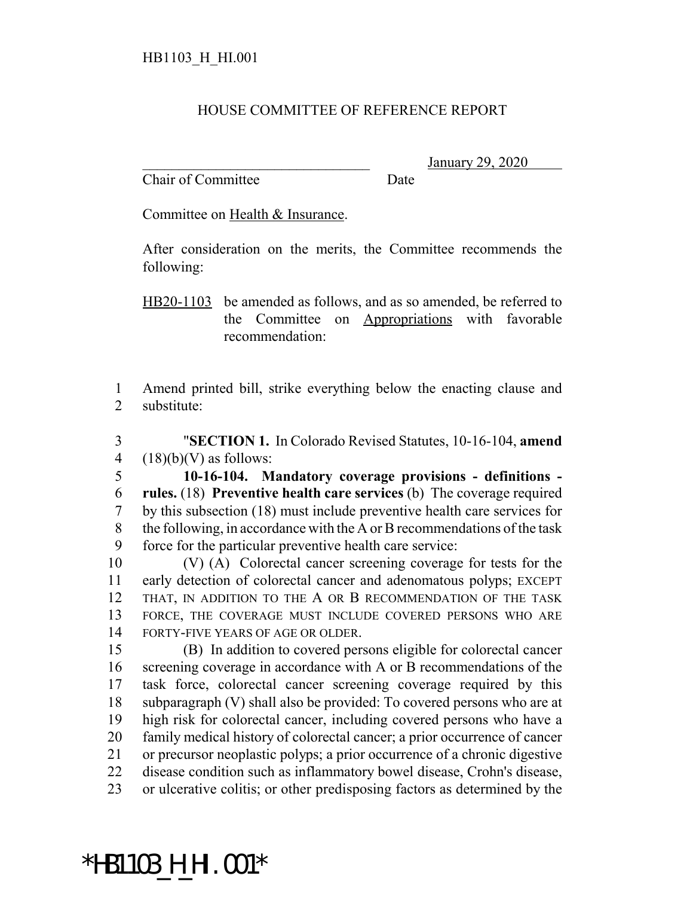HB1103_H_HI.001

HOUSE COMMITTEE OF REFERENCE REPORT

_______________________________ January 29, 2020
Chair of Committee Date

Committee on Health & Insurance.

After consideration on the merits, the Committee recommends the following:

HB20-1103 be amended as follows, and as so amended, be referred to the Committee on Appropriations with favorable recommendation:

1 Amend printed bill, strike everything below the enacting clause and
2 substitute:

3 "**SECTION 1.** In Colorado Revised Statutes, 10-16-104, **amend**
4 (18)(b)(V) as follows:
5 **10-16-104. Mandatory coverage provisions - definitions -**
6 **rules.** (18) **Preventive health care services** (b) The coverage required
7 by this subsection (18) must include preventive health care services for
8 the following, in accordance with the A or B recommendations of the task
9 force for the particular preventive health care service:
10 (V) (A) Colorectal cancer screening coverage for tests for the
11 early detection of colorectal cancer and adenomatous polyps; EXCEPT
12 THAT, IN ADDITION TO THE A OR B RECOMMENDATION OF THE TASK
13 FORCE, THE COVERAGE MUST INCLUDE COVERED PERSONS WHO ARE
14 FORTY-FIVE YEARS OF AGE OR OLDER.
15 (B) In addition to covered persons eligible for colorectal cancer
16 screening coverage in accordance with A or B recommendations of the
17 task force, colorectal cancer screening coverage required by this
18 subparagraph (V) shall also be provided: To covered persons who are at
19 high risk for colorectal cancer, including covered persons who have a
20 family medical history of colorectal cancer; a prior occurrence of cancer
21 or precursor neoplastic polyps; a prior occurrence of a chronic digestive
22 disease condition such as inflammatory bowel disease, Crohn's disease,
23 or ulcerative colitis; or other predisposing factors as determined by the

*HB1103_H_HI.001*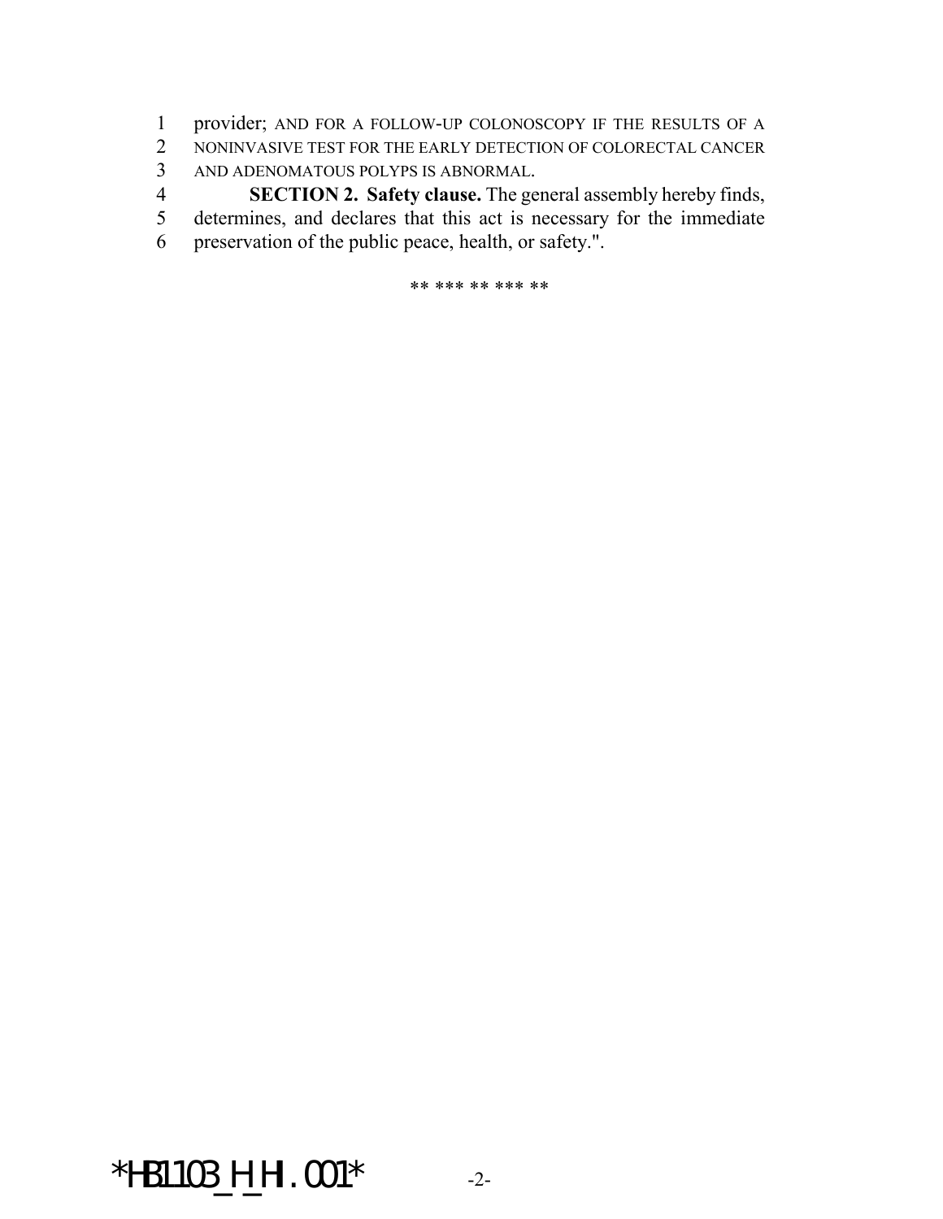provider; AND FOR A FOLLOW-UP COLONOSCOPY IF THE RESULTS OF A NONINVASIVE TEST FOR THE EARLY DETECTION OF COLORECTAL CANCER AND ADENOMATOUS POLYPS IS ABNORMAL.

**SECTION 2. Safety clause.** The general assembly hereby finds, determines, and declares that this act is necessary for the immediate preservation of the public peace, health, or safety.".

** *** ** *** **